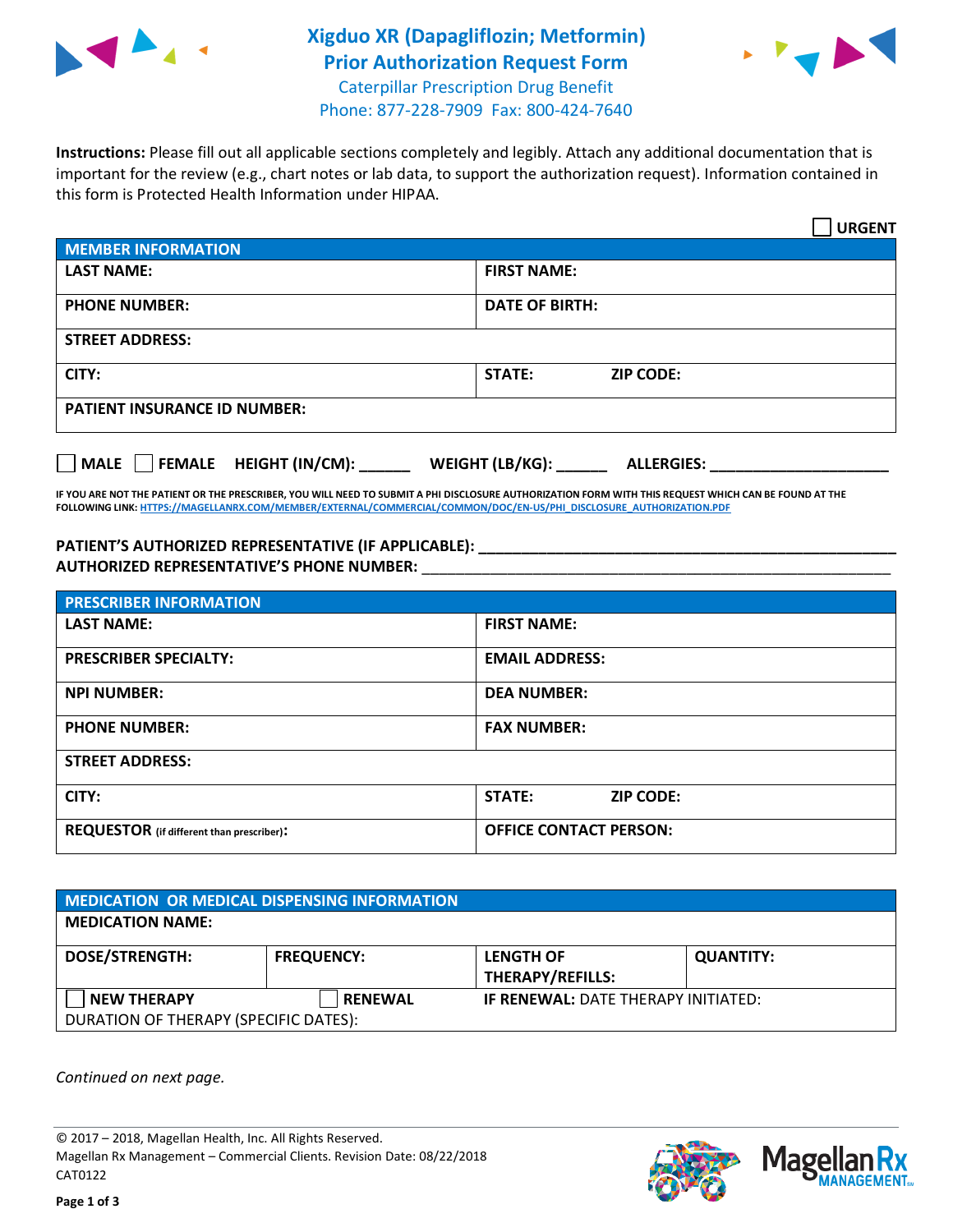# Xigduo XR (Dapagliflozin; Metformin)
# Prior Authorization Request Form

Caterpillar Prescription Drug Benefit
Phone: 877-228-7909 Fax: 800-424-7640

**Instructions:** Please fill out all applicable sections completely and legibly. Attach any additional documentation that is important for the review (e.g., chart notes or lab data, to support the authorization request). Information contained in this form is Protected Health Information under HIPAA.

☐ **URGENT**

| **MEMBER INFORMATION** | |
|---|---|
| **LAST NAME:** | **FIRST NAME:** |
| **PHONE NUMBER:** | **DATE OF BIRTH:** |
| **STREET ADDRESS:** | |
| **CITY:** | **STATE:** **ZIP CODE:** |
| **PATIENT INSURANCE ID NUMBER:** | |

☐ **MALE** ☐ **FEMALE** **HEIGHT (IN/CM):** ______ **WEIGHT (LB/KG):** ______ **ALLERGIES:** ____________________

**IF YOU ARE NOT THE PATIENT OR THE PRESCRIBER, YOU WILL NEED TO SUBMIT A PHI DISCLOSURE AUTHORIZATION FORM WITH THIS REQUEST WHICH CAN BE FOUND AT THE FOLLOWING LINK: HTTPS://MAGELLANRX.COM/MEMBER/EXTERNAL/COMMERCIAL/COMMON/DOC/EN-US/PHI_DISCLOSURE_AUTHORIZATION.PDF**

**PATIENT'S AUTHORIZED REPRESENTATIVE (IF APPLICABLE):** ____________________________________________
**AUTHORIZED REPRESENTATIVE'S PHONE NUMBER:** ____________________________________________

| **PRESCRIBER INFORMATION** | |
|---|---|
| **LAST NAME:** | **FIRST NAME:** |
| **PRESCRIBER SPECIALTY:** | **EMAIL ADDRESS:** |
| **NPI NUMBER:** | **DEA NUMBER:** |
| **PHONE NUMBER:** | **FAX NUMBER:** |
| **STREET ADDRESS:** | |
| **CITY:** | **STATE:** **ZIP CODE:** |
| **REQUESTOR** (if different than prescriber)**:** | **OFFICE CONTACT PERSON:** |

| **MEDICATION OR MEDICAL DISPENSING INFORMATION** | | | |
|---|---|---|---|
| **MEDICATION NAME:** | | | |
| **DOSE/STRENGTH:** | **FREQUENCY:** | **LENGTH OF THERAPY/REFILLS:** | **QUANTITY:** |
| ☐ **NEW THERAPY** | ☐ **RENEWAL** | **IF RENEWAL:** DATE THERAPY INITIATED: | |
| DURATION OF THERAPY (SPECIFIC DATES): | | | |

*Continued on next page.*

© 2017 – 2018, Magellan Health, Inc. All Rights Reserved.
Magellan Rx Management – Commercial Clients. Revision Date: 08/22/2018
CAT0122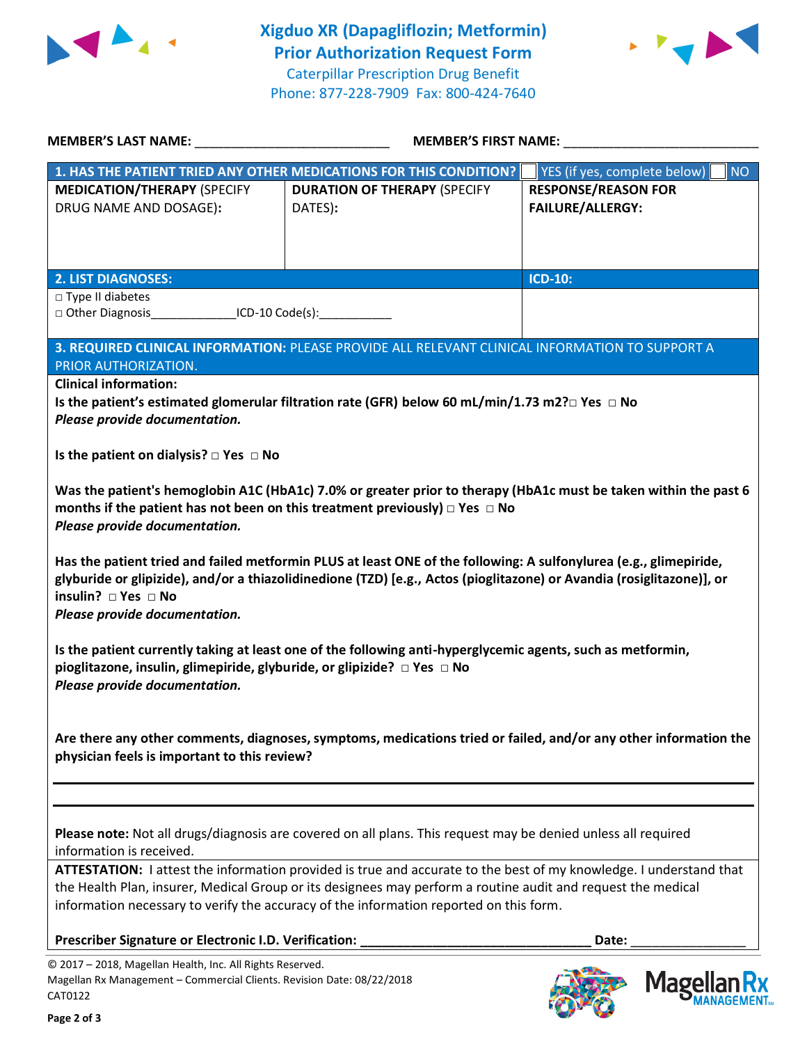# Xigduo XR (Dapagliflozin; Metformin) Prior Authorization Request Form

Caterpillar Prescription Drug Benefit
Phone: 877-228-7909 Fax: 800-424-7640

**MEMBER'S LAST NAME:** ___________________________ **MEMBER'S FIRST NAME:** ___________________________

| **1. HAS THE PATIENT TRIED ANY OTHER MEDICATIONS FOR THIS CONDITION?** | | ☐ YES (if yes, complete below) ☐ NO |
|---|---|---|
| **MEDICATION/THERAPY** (SPECIFY DRUG NAME AND DOSAGE): | **DURATION OF THERAPY** (SPECIFY DATES): | **RESPONSE/REASON FOR FAILURE/ALLERGY:** |
| | | |

| **2. LIST DIAGNOSES:** | **ICD-10:** |
|---|---|
| ☐ Type II diabetes<br>☐ Other Diagnosis_____________ICD-10 Code(s):___________ | |

**3. REQUIRED CLINICAL INFORMATION:** PLEASE PROVIDE ALL RELEVANT CLINICAL INFORMATION TO SUPPORT A PRIOR AUTHORIZATION.

**Clinical information:**

**Is the patient's estimated glomerular filtration rate (GFR) below 60 mL/min/1.73 m2?☐ Yes ☐ No**
***Please provide documentation.***

**Is the patient on dialysis? ☐ Yes ☐ No**

**Was the patient's hemoglobin A1C (HbA1c) 7.0% or greater prior to therapy (HbA1c must be taken within the past 6 months if the patient has not been on this treatment previously) ☐ Yes ☐ No**
***Please provide documentation.***

**Has the patient tried and failed metformin PLUS at least ONE of the following: A sulfonylurea (e.g., glimepiride, glyburide or glipizide), and/or a thiazolidinedione (TZD) [e.g., Actos (pioglitazone) or Avandia (rosiglitazone)], or insulin? ☐ Yes ☐ No**
***Please provide documentation.***

**Is the patient currently taking at least one of the following anti-hyperglycemic agents, such as metformin, pioglitazone, insulin, glimepiride, glyburide, or glipizide? ☐ Yes ☐ No**
***Please provide documentation.***

**Are there any other comments, diagnoses, symptoms, medications tried or failed, and/or any other information the physician feels is important to this review?**

_______________________________________________

_______________________________________________

**Please note:** Not all drugs/diagnosis are covered on all plans. This request may be denied unless all required information is received.

**ATTESTATION:** I attest the information provided is true and accurate to the best of my knowledge. I understand that the Health Plan, insurer, Medical Group or its designees may perform a routine audit and request the medical information necessary to verify the accuracy of the information reported on this form.

**Prescriber Signature or Electronic I.D. Verification:** _________________________________ **Date:** ________________

© 2017 – 2018, Magellan Health, Inc. All Rights Reserved.
Magellan Rx Management – Commercial Clients. Revision Date: 08/22/2018
CAT0122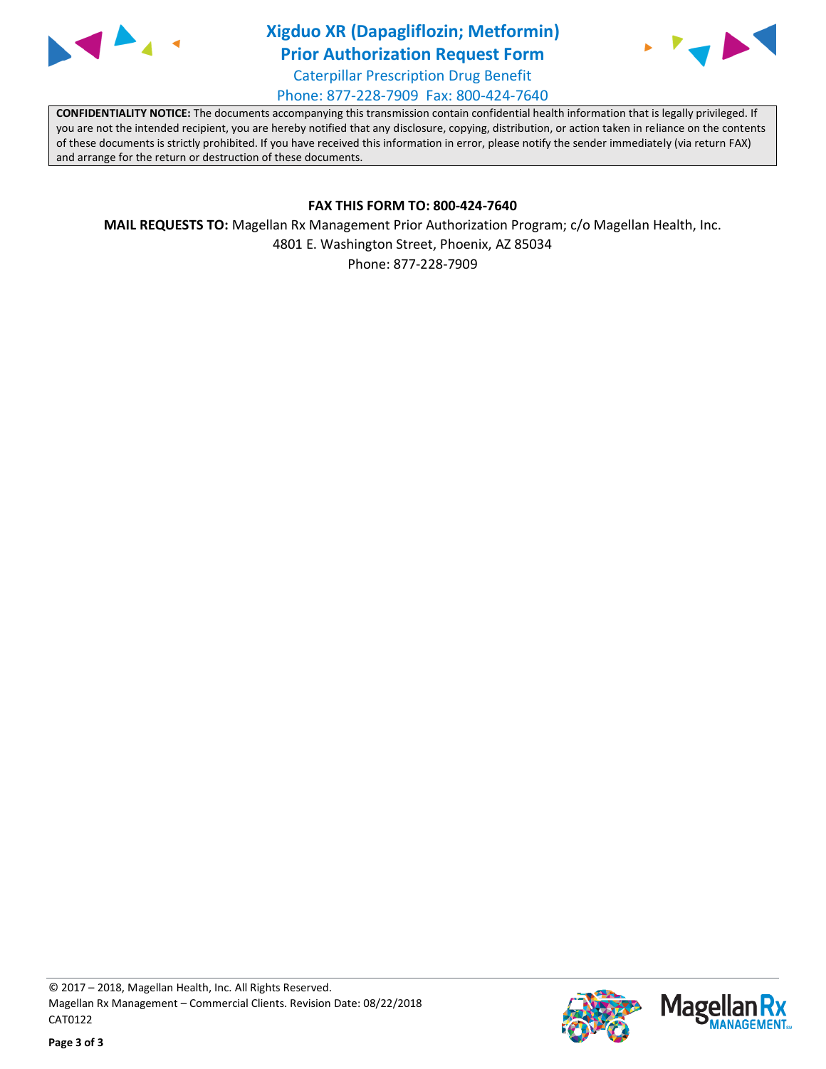# Xigduo XR (Dapagliflozin; Metformin)
# Prior Authorization Request Form

Caterpillar Prescription Drug Benefit

Phone: 877-228-7909 Fax: 800-424-7640

**CONFIDENTIALITY NOTICE:** The documents accompanying this transmission contain confidential health information that is legally privileged. If you are not the intended recipient, you are hereby notified that any disclosure, copying, distribution, or action taken in reliance on the contents of these documents is strictly prohibited. If you have received this information in error, please notify the sender immediately (via return FAX) and arrange for the return or destruction of these documents.

**FAX THIS FORM TO: 800-424-7640**

**MAIL REQUESTS TO:** Magellan Rx Management Prior Authorization Program; c/o Magellan Health, Inc.
4801 E. Washington Street, Phoenix, AZ 85034
Phone: 877-228-7909

© 2017 – 2018, Magellan Health, Inc. All Rights Reserved.
Magellan Rx Management – Commercial Clients. Revision Date: 08/22/2018
CAT0122